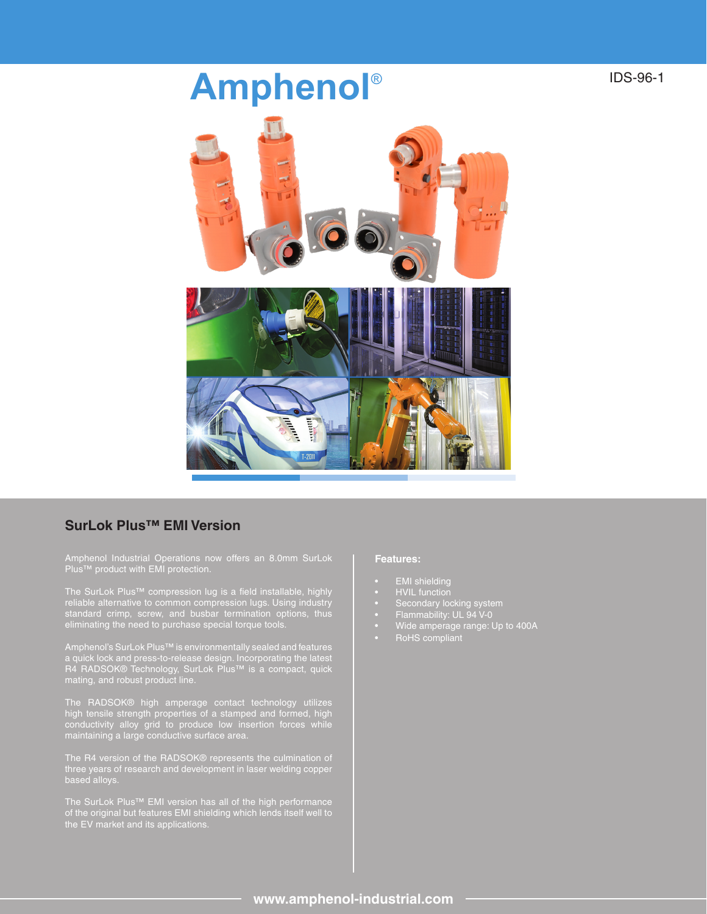Amphenol®

IDS-96-1

## SurLok Plus™ EMI Version

Amphenol Industrial Operations now offers an 8.0mm SurLok Plus™ product with EMI protection.

The SurLok Plus™ compression lug is a field installable, highly reliable alternative to common compression lugs. Using industry standard crimp, screw, and busbar termination options, thus eliminating the need to purchase special torque tools.

Amphenol's SurLok Plus™ is environmentally sealed and features a quick lock and press-to-release design. Incorporating the latest R4 RADSOK® Technology, SurLok Plus™ is a compact, quick mating, and robust product line.

The RADSOK® high amperage contact technology utilizes high tensile strength properties of a stamped and formed, high conductivity alloy grid to produce low insertion forces while maintaining a large conductive surface area.

The R4 version of the RADSOK® represents the culmination of three years of research and development in laser welding copper based alloys.

The SurLok Plus™ EMI version has all of the high performance of the original but features EMI shielding which lends itself well to the EV market and its applications.

**Features:**

- EMI shielding
- HVIL function
- Secondary locking system
- Flammability: UL 94 V-0
- Wide amperage range: Up to 400A
- RoHS compliant

**www.amphenol-industrial.com**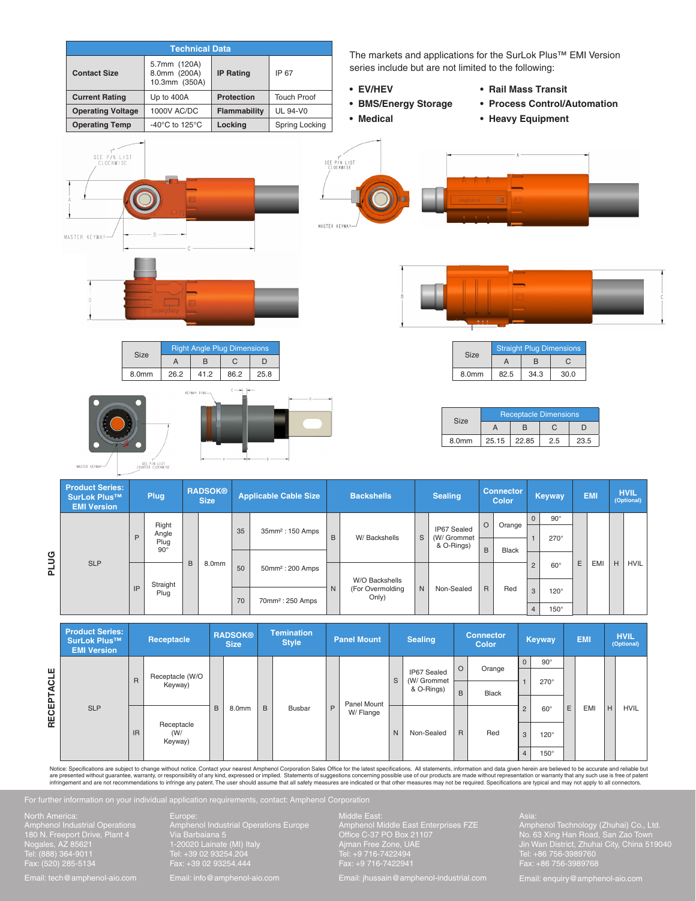| Technical Data | | | |
|---|---|---|---|
| Contact Size | 5.7mm (120A)<br>8.0mm (200A)<br>10.3mm (350A) | IP Rating | IP 67 |
| Current Rating | Up to 400A | Protection | Touch Proof |
| Operating Voltage | 1000V AC/DC | Flammability | UL 94-V0 |
| Operating Temp | -40°C to 125°C | Locking | Spring Locking |

The markets and applications for the SurLok Plus™ EMI Version series include but are not limited to the following:

- **EV/HEV**
- **BMS/Energy Storage**
- **Medical**
- **Rail Mass Transit**
- **Process Control/Automation**
- **Heavy Equipment**

| Size | Right Angle Plug Dimensions | | | |
|---|---|---|---|---|
| | A | B | C | D |
| 8.0mm | 26.2 | 41.2 | 86.2 | 25.8 |

| Size | Straight Plug Dimensions | | |
|---|---|---|---|
| | A | B | C |
| 8.0mm | 82.5 | 34.3 | 30.0 |

| Size | Receptacle Dimensions | | | |
|---|---|---|---|---|
| | A | B | C | D |
| 8.0mm | 25.15 | 22.85 | 2.5 | 23.5 |

**PLUG**

| Product Series: SurLok Plus™ EMI Version | Plug | | RADSOK® Size | | Applicable Cable Size | | Backshells | | Sealing | | Connector Color | | Keyway | | EMI | | HVIL (Optional) | |
|---|---|---|---|---|---|---|---|---|---|---|---|---|---|---|---|---|---|---|
| SLP | P | Right Angle Plug 90° | B | 8.0mm | 35 | 35mm² : 150 Amps | B | W/ Backshells | S | IP67 Sealed (W/ Grommet & O-Rings) | O | Orange | 0 | 90° | E | EMI | H | HVIL |
| | | | | | | | | | | | B | Black | 1 | 270° | | | | |
| | IP | Straight Plug | | | 50 | 50mm² : 200 Amps | N | W/O Backshells (For Overmolding Only) | N | Non-Sealed | R | Red | 2 | 60° | | | | |
| | | | | | 70 | 70mm² : 250 Amps | | | | | | | 3 | 120° | | | | |
| | | | | | | | | | | | | | 4 | 150° | | | | |

**RECEPTACLE**

| Product Series: SurLok Plus™ EMI Version | Receptacle | | RADSOK® Size | | Termination Style | | Panel Mount | | Sealing | | Connector Color | | Keyway | | EMI | | HVIL (Optional) | |
|---|---|---|---|---|---|---|---|---|---|---|---|---|---|---|---|---|---|---|
| SLP | R | Receptacle (W/O Keyway) | B | 8.0mm | B | Busbar | P | Panel Mount W/ Flange | S | IP67 Sealed (W/ Grommet & O-Rings) | O | Orange | 0 | 90° | E | EMI | H | HVIL |
| | | | | | | | | | | | B | Black | 1 | 270° | | | | |
| | IR | Receptacle (W/ Keyway) | | | | | | | N | Non-Sealed | R | Red | 2 | 60° | | | | |
| | | | | | | | | | | | | | 3 | 120° | | | | |
| | | | | | | | | | | | | | 4 | 150° | | | | |

Notice: Specifications are subject to change without notice. Contact your nearest Amphenol Corporation Sales Office for the latest specifications. All statements, information and data given herein are believed to be accurate and reliable but are presented without guarantee, warranty, or responsibility of any kind, expressed or implied. Statements of suggestions concerning possible use of our products are made without representation or warranty that any such use is free of patent infringement and are not recommendations to infringe any patent. The user should assume that all safety measures are indicated or that other measures may not be required. Specifications are typical and may not apply to all connectors.

For further information on your individual application requirements, contact: Amphenol Corporation

North America:
Amphenol Industrial Operations
180 N. Freeport Drive, Plant 4
Nogales, AZ 85621
Tel: (888) 364-9011
Fax: (520) 285-5134
Email: tech@amphenol-aio.com

Europe:
Amphenol Industrial Operations Europe
Via Barbaiana 5
1-20020 Lainate (MI) Italy
Tel: +39 02 93254.204
Fax: +39 02 93254.444
Email: info@amphenol-aio.com

Middle East:
Amphenol Middle East Enterprises FZE
Office C-37 PO Box 21107
Ajman Free Zone, UAE
Tel: +9 716-7422494
Fax: +9 716-7422941
Email: jhussain@amphenol-industrial.com

Asia:
Amphenol Technology (Zhuhai) Co., Ltd.
No. 63 Xing Han Road, San Zao Town
Jin Wan District, Zhuhai City, China 519040
Tel: +86 756-3989760
Fax: +86 756-3989768
Email: enquiry@amphenol-aio.com